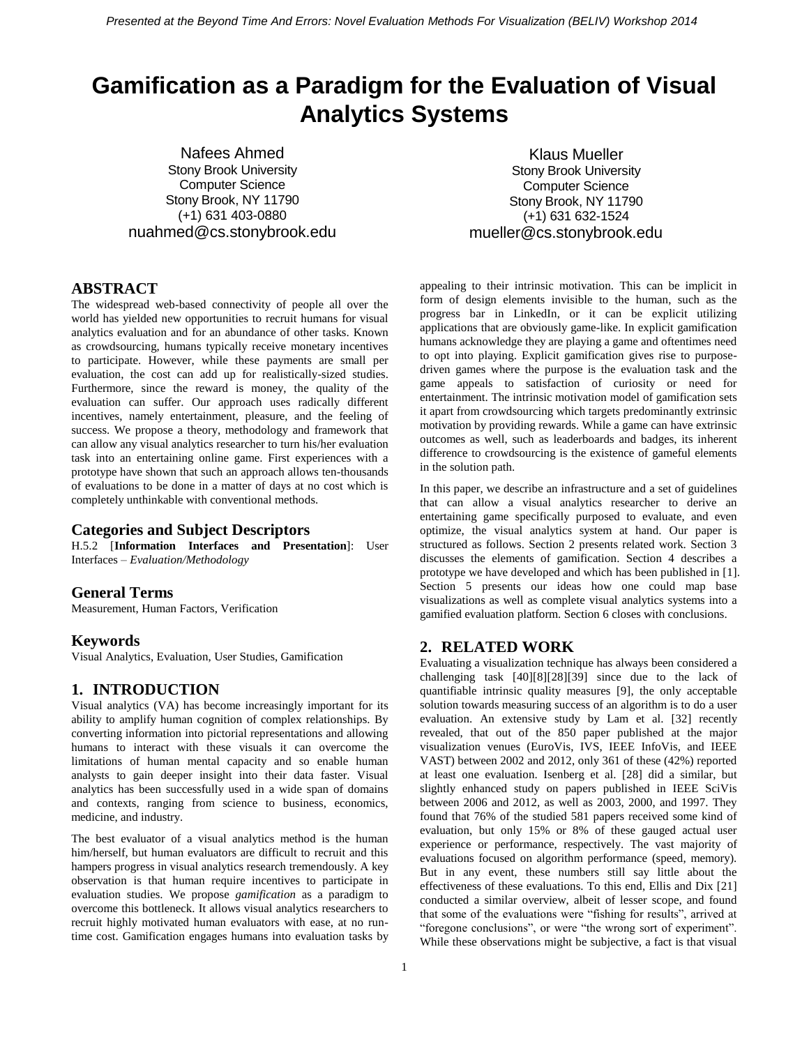# Gamification as a Paradigm for the Evaluation of Visual Analytics Systems

Nafees Ahmed
Stony Brook University
Computer Science
Stony Brook, NY 11790
(+1) 631 403-0880
nuahmed@cs.stonybrook.edu

Klaus Mueller
Stony Brook University
Computer Science
Stony Brook, NY 11790
(+1) 631 632-1524
mueller@cs.stonybrook.edu

## ABSTRACT

The widespread web-based connectivity of people all over the world has yielded new opportunities to recruit humans for visual analytics evaluation and for an abundance of other tasks. Known as crowdsourcing, humans typically receive monetary incentives to participate. However, while these payments are small per evaluation, the cost can add up for realistically-sized studies. Furthermore, since the reward is money, the quality of the evaluation can suffer. Our approach uses radically different incentives, namely entertainment, pleasure, and the feeling of success. We propose a theory, methodology and framework that can allow any visual analytics researcher to turn his/her evaluation task into an entertaining online game. First experiences with a prototype have shown that such an approach allows ten-thousands of evaluations to be done in a matter of days at no cost which is completely unthinkable with conventional methods.

### Categories and Subject Descriptors

H.5.2 [**Information Interfaces and Presentation**]: User Interfaces – *Evaluation/Methodology*

### General Terms

Measurement, Human Factors, Verification

### Keywords

Visual Analytics, Evaluation, User Studies, Gamification

## 1. INTRODUCTION

Visual analytics (VA) has become increasingly important for its ability to amplify human cognition of complex relationships. By converting information into pictorial representations and allowing humans to interact with these visuals it can overcome the limitations of human mental capacity and so enable human analysts to gain deeper insight into their data faster. Visual analytics has been successfully used in a wide span of domains and contexts, ranging from science to business, economics, medicine, and industry.

The best evaluator of a visual analytics method is the human him/herself, but human evaluators are difficult to recruit and this hampers progress in visual analytics research tremendously. A key observation is that human require incentives to participate in evaluation studies. We propose *gamification* as a paradigm to overcome this bottleneck. It allows visual analytics researchers to recruit highly motivated human evaluators with ease, at no run-time cost. Gamification engages humans into evaluation tasks by appealing to their intrinsic motivation. This can be implicit in form of design elements invisible to the human, such as the progress bar in LinkedIn, or it can be explicit utilizing applications that are obviously game-like. In explicit gamification humans acknowledge they are playing a game and oftentimes need to opt into playing. Explicit gamification gives rise to purpose-driven games where the purpose is the evaluation task and the game appeals to satisfaction of curiosity or need for entertainment. The intrinsic motivation model of gamification sets it apart from crowdsourcing which targets predominantly extrinsic motivation by providing rewards. While a game can have extrinsic outcomes as well, such as leaderboards and badges, its inherent difference to crowdsourcing is the existence of gameful elements in the solution path.

In this paper, we describe an infrastructure and a set of guidelines that can allow a visual analytics researcher to derive an entertaining game specifically purposed to evaluate, and even optimize, the visual analytics system at hand. Our paper is structured as follows. Section 2 presents related work. Section 3 discusses the elements of gamification. Section 4 describes a prototype we have developed and which has been published in [1]. Section 5 presents our ideas how one could map base visualizations as well as complete visual analytics systems into a gamified evaluation platform. Section 6 closes with conclusions.

## 2. RELATED WORK

Evaluating a visualization technique has always been considered a challenging task [40][8][28][39] since due to the lack of quantifiable intrinsic quality measures [9], the only acceptable solution towards measuring success of an algorithm is to do a user evaluation. An extensive study by Lam et al. [32] recently revealed, that out of the 850 paper published at the major visualization venues (EuroVis, IVS, IEEE InfoVis, and IEEE VAST) between 2002 and 2012, only 361 of these (42%) reported at least one evaluation. Isenberg et al. [28] did a similar, but slightly enhanced study on papers published in IEEE SciVis between 2006 and 2012, as well as 2003, 2000, and 1997. They found that 76% of the studied 581 papers received some kind of evaluation, but only 15% or 8% of these gauged actual user experience or performance, respectively. The vast majority of evaluations focused on algorithm performance (speed, memory). But in any event, these numbers still say little about the effectiveness of these evaluations. To this end, Ellis and Dix [21] conducted a similar overview, albeit of lesser scope, and found that some of the evaluations were "fishing for results", arrived at "foregone conclusions", or were "the wrong sort of experiment". While these observations might be subjective, a fact is that visual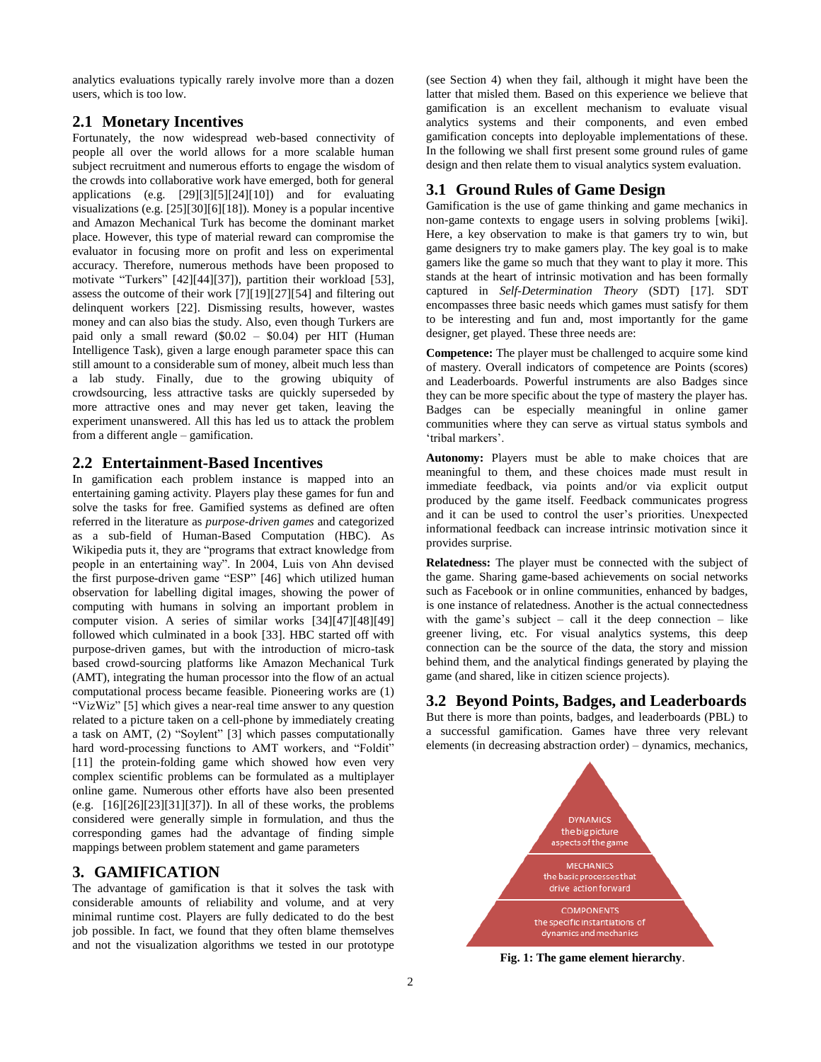analytics evaluations typically rarely involve more than a dozen users, which is too low.

## 2.1 Monetary Incentives

Fortunately, the now widespread web-based connectivity of people all over the world allows for a more scalable human subject recruitment and numerous efforts to engage the wisdom of the crowds into collaborative work have emerged, both for general applications (e.g. [29][3][5][24][10]) and for evaluating visualizations (e.g. [25][30][6][18]). Money is a popular incentive and Amazon Mechanical Turk has become the dominant market place. However, this type of material reward can compromise the evaluator in focusing more on profit and less on experimental accuracy. Therefore, numerous methods have been proposed to motivate "Turkers" [42][44][37]), partition their workload [53], assess the outcome of their work [7][19][27][54] and filtering out delinquent workers [22]. Dismissing results, however, wastes money and can also bias the study. Also, even though Turkers are paid only a small reward ($0.02 – $0.04) per HIT (Human Intelligence Task), given a large enough parameter space this can still amount to a considerable sum of money, albeit much less than a lab study. Finally, due to the growing ubiquity of crowdsourcing, less attractive tasks are quickly superseded by more attractive ones and may never get taken, leaving the experiment unanswered. All this has led us to attack the problem from a different angle – gamification.

## 2.2 Entertainment-Based Incentives

In gamification each problem instance is mapped into an entertaining gaming activity. Players play these games for fun and solve the tasks for free. Gamified systems as defined are often referred in the literature as *purpose-driven games* and categorized as a sub-field of Human-Based Computation (HBC). As Wikipedia puts it, they are "programs that extract knowledge from people in an entertaining way". In 2004, Luis von Ahn devised the first purpose-driven game "ESP" [46] which utilized human observation for labelling digital images, showing the power of computing with humans in solving an important problem in computer vision. A series of similar works [34][47][48][49] followed which culminated in a book [33]. HBC started off with purpose-driven games, but with the introduction of micro-task based crowd-sourcing platforms like Amazon Mechanical Turk (AMT), integrating the human processor into the flow of an actual computational process became feasible. Pioneering works are (1) "VizWiz" [5] which gives a near-real time answer to any question related to a picture taken on a cell-phone by immediately creating a task on AMT, (2) "Soylent" [3] which passes computationally hard word-processing functions to AMT workers, and "Foldit" [11] the protein-folding game which showed how even very complex scientific problems can be formulated as a multiplayer online game. Numerous other efforts have also been presented (e.g. [16][26][23][31][37]). In all of these works, the problems considered were generally simple in formulation, and thus the corresponding games had the advantage of finding simple mappings between problem statement and game parameters

# 3. GAMIFICATION

The advantage of gamification is that it solves the task with considerable amounts of reliability and volume, and at very minimal runtime cost. Players are fully dedicated to do the best job possible. In fact, we found that they often blame themselves and not the visualization algorithms we tested in our prototype (see Section 4) when they fail, although it might have been the latter that misled them. Based on this experience we believe that gamification is an excellent mechanism to evaluate visual analytics systems and their components, and even embed gamification concepts into deployable implementations of these. In the following we shall first present some ground rules of game design and then relate them to visual analytics system evaluation.

## 3.1 Ground Rules of Game Design

Gamification is the use of game thinking and game mechanics in non-game contexts to engage users in solving problems [wiki]. Here, a key observation to make is that gamers try to win, but game designers try to make gamers play. The key goal is to make gamers like the game so much that they want to play it more. This stands at the heart of intrinsic motivation and has been formally captured in *Self-Determination Theory* (SDT) [17]. SDT encompasses three basic needs which games must satisfy for them to be interesting and fun and, most importantly for the game designer, get played. These three needs are:

**Competence:** The player must be challenged to acquire some kind of mastery. Overall indicators of competence are Points (scores) and Leaderboards. Powerful instruments are also Badges since they can be more specific about the type of mastery the player has. Badges can be especially meaningful in online gamer communities where they can serve as virtual status symbols and 'tribal markers'.

**Autonomy:** Players must be able to make choices that are meaningful to them, and these choices made must result in immediate feedback, via points and/or via explicit output produced by the game itself. Feedback communicates progress and it can be used to control the user's priorities. Unexpected informational feedback can increase intrinsic motivation since it provides surprise.

**Relatedness:** The player must be connected with the subject of the game. Sharing game-based achievements on social networks such as Facebook or in online communities, enhanced by badges, is one instance of relatedness. Another is the actual connectedness with the game's subject – call it the deep connection – like greener living, etc. For visual analytics systems, this deep connection can be the source of the data, the story and mission behind them, and the analytical findings generated by playing the game (and shared, like in citizen science projects).

## 3.2 Beyond Points, Badges, and Leaderboards

But there is more than points, badges, and leaderboards (PBL) to a successful gamification. Games have three very relevant elements (in decreasing abstraction order) – dynamics, mechanics,

DYNAMICS
the big picture aspects of the game

MECHANICS
the basic processes that drive action forward

COMPONENTS
the specific instantiations of dynamics and mechanics

**Fig. 1: The game element hierarchy**.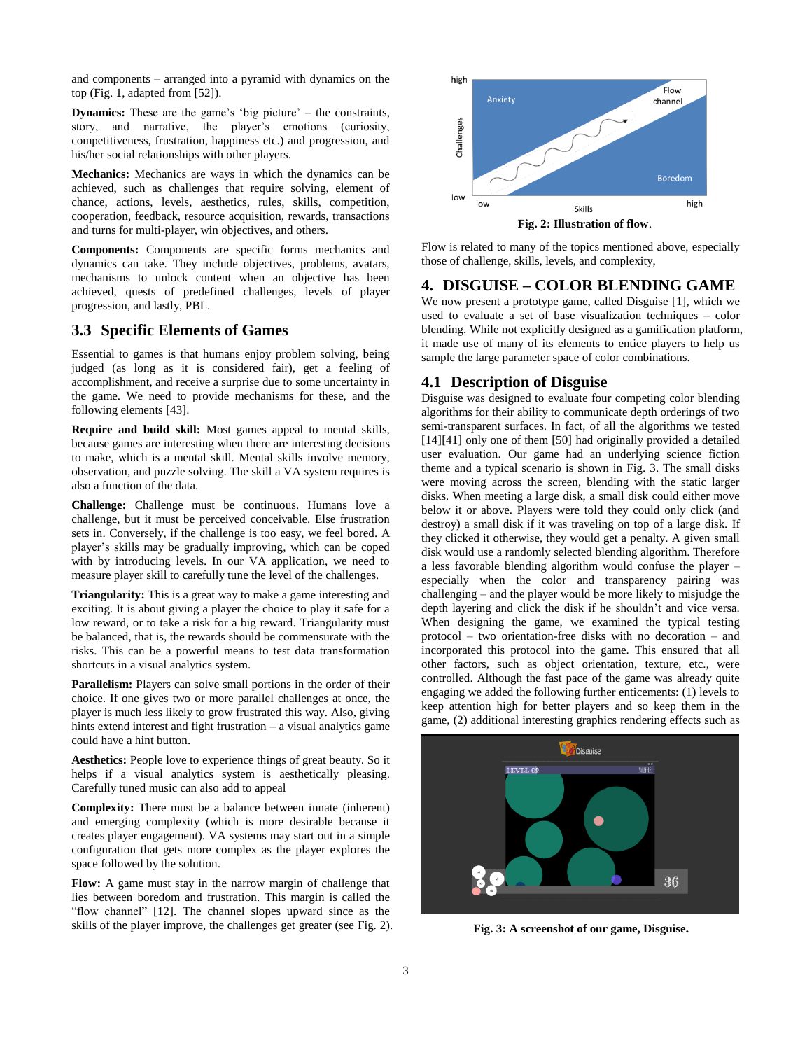and components – arranged into a pyramid with dynamics on the top (Fig. 1, adapted from [52]).

**Dynamics:** These are the game's 'big picture' – the constraints, story, and narrative, the player's emotions (curiosity, competitiveness, frustration, happiness etc.) and progression, and his/her social relationships with other players.

**Mechanics:** Mechanics are ways in which the dynamics can be achieved, such as challenges that require solving, element of chance, actions, levels, aesthetics, rules, skills, competition, cooperation, feedback, resource acquisition, rewards, transactions and turns for multi-player, win objectives, and others.

**Components:** Components are specific forms mechanics and dynamics can take. They include objectives, problems, avatars, mechanisms to unlock content when an objective has been achieved, quests of predefined challenges, levels of player progression, and lastly, PBL.

## 3.3 Specific Elements of Games

Essential to games is that humans enjoy problem solving, being judged (as long as it is considered fair), get a feeling of accomplishment, and receive a surprise due to some uncertainty in the game. We need to provide mechanisms for these, and the following elements [43].

**Require and build skill:** Most games appeal to mental skills, because games are interesting when there are interesting decisions to make, which is a mental skill. Mental skills involve memory, observation, and puzzle solving. The skill a VA system requires is also a function of the data.

**Challenge:** Challenge must be continuous. Humans love a challenge, but it must be perceived conceivable. Else frustration sets in. Conversely, if the challenge is too easy, we feel bored. A player's skills may be gradually improving, which can be coped with by introducing levels. In our VA application, we need to measure player skill to carefully tune the level of the challenges.

**Triangularity:** This is a great way to make a game interesting and exciting. It is about giving a player the choice to play it safe for a low reward, or to take a risk for a big reward. Triangularity must be balanced, that is, the rewards should be commensurate with the risks. This can be a powerful means to test data transformation shortcuts in a visual analytics system.

**Parallelism:** Players can solve small portions in the order of their choice. If one gives two or more parallel challenges at once, the player is much less likely to grow frustrated this way. Also, giving hints extend interest and fight frustration – a visual analytics game could have a hint button.

**Aesthetics:** People love to experience things of great beauty. So it helps if a visual analytics system is aesthetically pleasing. Carefully tuned music can also add to appeal

**Complexity:** There must be a balance between innate (inherent) and emerging complexity (which is more desirable because it creates player engagement). VA systems may start out in a simple configuration that gets more complex as the player explores the space followed by the solution.

**Flow:** A game must stay in the narrow margin of challenge that lies between boredom and frustration. This margin is called the "flow channel" [12]. The channel slopes upward since as the skills of the player improve, the challenges get greater (see Fig. 2).

high
Anxiety
Flow channel
Challenges
Boredom
low
low
Skills
high

**Fig. 2: Illustration of flow**.

Flow is related to many of the topics mentioned above, especially those of challenge, skills, levels, and complexity,

# 4. DISGUISE – COLOR BLENDING GAME

We now present a prototype game, called Disguise [1], which we used to evaluate a set of base visualization techniques – color blending. While not explicitly designed as a gamification platform, it made use of many of its elements to entice players to help us sample the large parameter space of color combinations.

## 4.1 Description of Disguise

Disguise was designed to evaluate four competing color blending algorithms for their ability to communicate depth orderings of two semi-transparent surfaces. In fact, of all the algorithms we tested [14][41] only one of them [50] had originally provided a detailed user evaluation. Our game had an underlying science fiction theme and a typical scenario is shown in Fig. 3. The small disks were moving across the screen, blending with the static larger disks. When meeting a large disk, a small disk could either move below it or above. Players were told they could only click (and destroy) a small disk if it was traveling on top of a large disk. If they clicked it otherwise, they would get a penalty. A given small disk would use a randomly selected blending algorithm. Therefore a less favorable blending algorithm would confuse the player – especially when the color and transparency pairing was challenging – and the player would be more likely to misjudge the depth layering and click the disk if he shouldn't and vice versa. When designing the game, we examined the typical testing protocol – two orientation-free disks with no decoration – and incorporated this protocol into the game. This ensured that all other factors, such as object orientation, texture, etc., were controlled. Although the fast pace of the game was already quite engaging we added the following further enticements: (1) levels to keep attention high for better players and so keep them in the game, (2) additional interesting graphics rendering effects such as

Disguise
LEVEL 02
36

**Fig. 3: A screenshot of our game, Disguise.**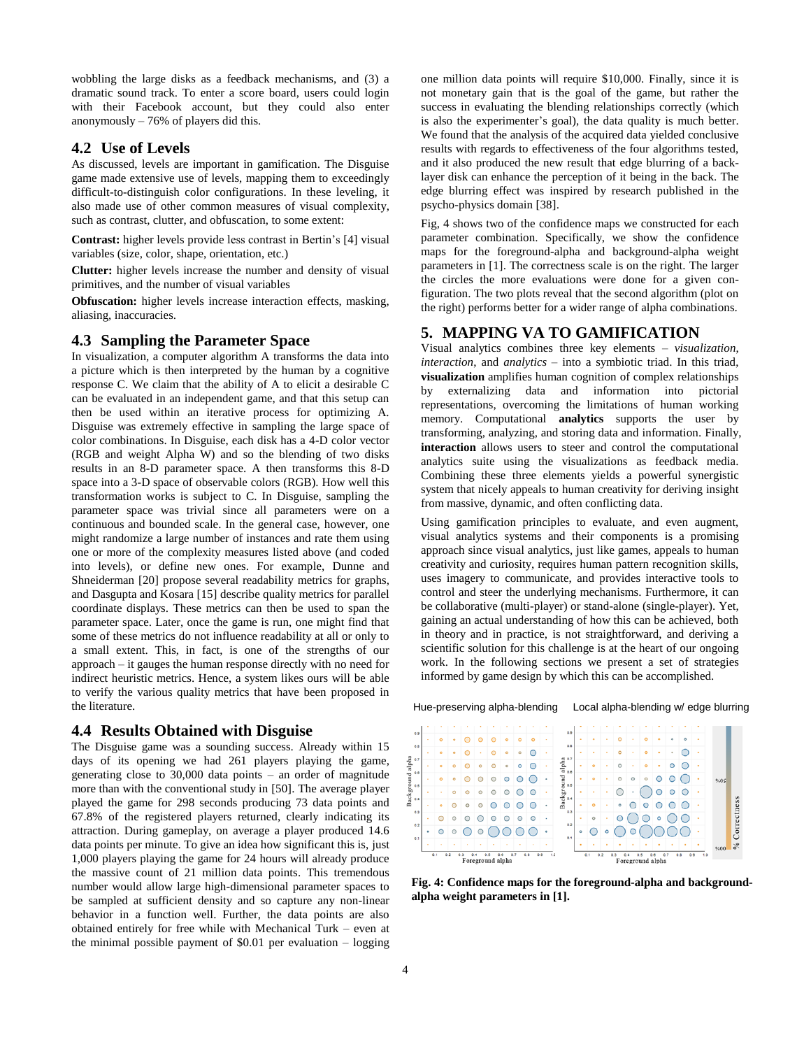wobbling the large disks as a feedback mechanisms, and (3) a dramatic sound track. To enter a score board, users could login with their Facebook account, but they could also enter anonymously – 76% of players did this.

## 4.2 Use of Levels

As discussed, levels are important in gamification. The Disguise game made extensive use of levels, mapping them to exceedingly difficult-to-distinguish color configurations. In these leveling, it also made use of other common measures of visual complexity, such as contrast, clutter, and obfuscation, to some extent:

**Contrast:** higher levels provide less contrast in Bertin's [4] visual variables (size, color, shape, orientation, etc.)

**Clutter:** higher levels increase the number and density of visual primitives, and the number of visual variables

**Obfuscation:** higher levels increase interaction effects, masking, aliasing, inaccuracies.

## 4.3 Sampling the Parameter Space

In visualization, a computer algorithm A transforms the data into a picture which is then interpreted by the human by a cognitive response C. We claim that the ability of A to elicit a desirable C can be evaluated in an independent game, and that this setup can then be used within an iterative process for optimizing A. Disguise was extremely effective in sampling the large space of color combinations. In Disguise, each disk has a 4-D color vector (RGB and weight Alpha W) and so the blending of two disks results in an 8-D parameter space. A then transforms this 8-D space into a 3-D space of observable colors (RGB). How well this transformation works is subject to C. In Disguise, sampling the parameter space was trivial since all parameters were on a continuous and bounded scale. In the general case, however, one might randomize a large number of instances and rate them using one or more of the complexity measures listed above (and coded into levels), or define new ones. For example, Dunne and Shneiderman [20] propose several readability metrics for graphs, and Dasgupta and Kosara [15] describe quality metrics for parallel coordinate displays. These metrics can then be used to span the parameter space. Later, once the game is run, one might find that some of these metrics do not influence readability at all or only to a small extent. This, in fact, is one of the strengths of our approach – it gauges the human response directly with no need for indirect heuristic metrics. Hence, a system likes ours will be able to verify the various quality metrics that have been proposed in the literature.

## 4.4 Results Obtained with Disguise

The Disguise game was a sounding success. Already within 15 days of its opening we had 261 players playing the game, generating close to 30,000 data points – an order of magnitude more than with the conventional study in [50]. The average player played the game for 298 seconds producing 73 data points and 67.8% of the registered players returned, clearly indicating its attraction. During gameplay, on average a player produced 14.6 data points per minute. To give an idea how significant this is, just 1,000 players playing the game for 24 hours will already produce the massive count of 21 million data points. This tremendous number would allow large high-dimensional parameter spaces to be sampled at sufficient density and so capture any non-linear behavior in a function well. Further, the data points are also obtained entirely for free while with Mechanical Turk – even at the minimal possible payment of $0.01 per evaluation – logging one million data points will require $10,000. Finally, since it is not monetary gain that is the goal of the game, but rather the success in evaluating the blending relationships correctly (which is also the experimenter's goal), the data quality is much better. We found that the analysis of the acquired data yielded conclusive results with regards to effectiveness of the four algorithms tested, and it also produced the new result that edge blurring of a back-layer disk can enhance the perception of it being in the back. The edge blurring effect was inspired by research published in the psycho-physics domain [38].

Fig, 4 shows two of the confidence maps we constructed for each parameter combination. Specifically, we show the confidence maps for the foreground-alpha and background-alpha weight parameters in [1]. The correctness scale is on the right. The larger the circles the more evaluations were done for a given con-figuration. The two plots reveal that the second algorithm (plot on the right) performs better for a wider range of alpha combinations.

# 5. MAPPING VA TO GAMIFICATION

Visual analytics combines three key elements – *visualization*, *interaction*, and *analytics* – into a symbiotic triad. In this triad, **visualization** amplifies human cognition of complex relationships by externalizing data and information into pictorial representations, overcoming the limitations of human working memory. Computational **analytics** supports the user by transforming, analyzing, and storing data and information. Finally, **interaction** allows users to steer and control the computational analytics suite using the visualizations as feedback media. Combining these three elements yields a powerful synergistic system that nicely appeals to human creativity for deriving insight from massive, dynamic, and often conflicting data.

Using gamification principles to evaluate, and even augment, visual analytics systems and their components is a promising approach since visual analytics, just like games, appeals to human creativity and curiosity, requires human pattern recognition skills, uses imagery to communicate, and provides interactive tools to control and steer the underlying mechanisms. Furthermore, it can be collaborative (multi-player) or stand-alone (single-player). Yet, gaining an actual understanding of how this can be achieved, both in theory and in practice, is not straightforward, and deriving a scientific solution for this challenge is at the heart of our ongoing work. In the following sections we present a set of strategies informed by game design by which this can be accomplished.

Hue-preserving alpha-blending

Local alpha-blending w/ edge blurring

Background alpha

Foreground alpha

% Correctness

**Fig. 4: Confidence maps for the foreground-alpha and background-alpha weight parameters in [1].**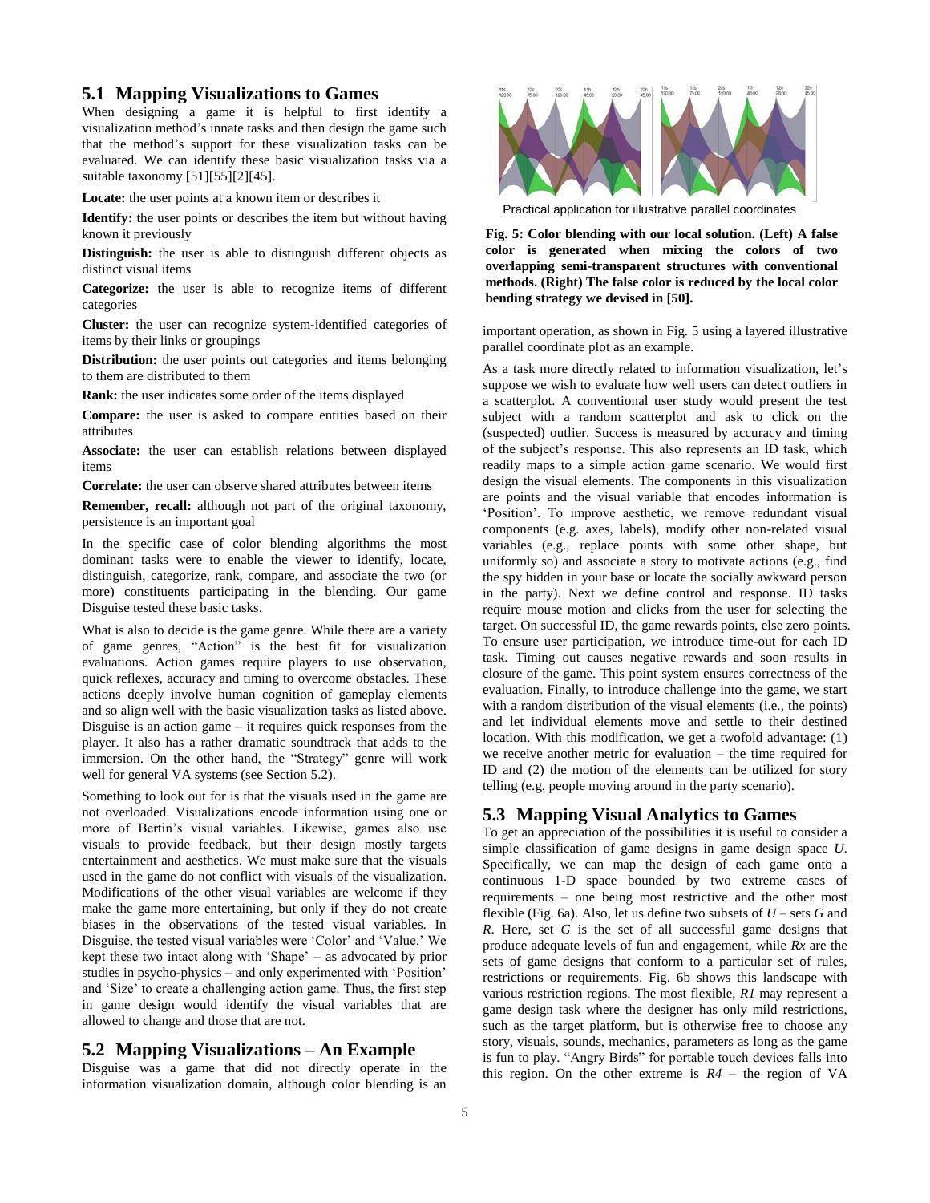## 5.1 Mapping Visualizations to Games

When designing a game it is helpful to first identify a visualization method's innate tasks and then design the game such that the method's support for these visualization tasks can be evaluated. We can identify these basic visualization tasks via a suitable taxonomy [51][55][2][45].

**Locate:** the user points at a known item or describes it

**Identify:** the user points or describes the item but without having known it previously

**Distinguish:** the user is able to distinguish different objects as distinct visual items

**Categorize:** the user is able to recognize items of different categories

**Cluster:** the user can recognize system-identified categories of items by their links or groupings

**Distribution:** the user points out categories and items belonging to them are distributed to them

**Rank:** the user indicates some order of the items displayed

**Compare:** the user is asked to compare entities based on their attributes

**Associate:** the user can establish relations between displayed items

**Correlate:** the user can observe shared attributes between items

**Remember, recall:** although not part of the original taxonomy, persistence is an important goal

In the specific case of color blending algorithms the most dominant tasks were to enable the viewer to identify, locate, distinguish, categorize, rank, compare, and associate the two (or more) constituents participating in the blending. Our game Disguise tested these basic tasks.

What is also to decide is the game genre. While there are a variety of game genres, "Action" is the best fit for visualization evaluations. Action games require players to use observation, quick reflexes, accuracy and timing to overcome obstacles. These actions deeply involve human cognition of gameplay elements and so align well with the basic visualization tasks as listed above. Disguise is an action game – it requires quick responses from the player. It also has a rather dramatic soundtrack that adds to the immersion. On the other hand, the "Strategy" genre will work well for general VA systems (see Section 5.2).

Something to look out for is that the visuals used in the game are not overloaded. Visualizations encode information using one or more of Bertin's visual variables. Likewise, games also use visuals to provide feedback, but their design mostly targets entertainment and aesthetics. We must make sure that the visuals used in the game do not conflict with visuals of the visualization. Modifications of the other visual variables are welcome if they make the game more entertaining, but only if they do not create biases in the observations of the tested visual variables. In Disguise, the tested visual variables were 'Color' and 'Value.' We kept these two intact along with 'Shape' – as advocated by prior studies in psycho-physics – and only experimented with 'Position' and 'Size' to create a challenging action game. Thus, the first step in game design would identify the visual variables that are allowed to change and those that are not.

## 5.2 Mapping Visualizations – An Example

Disguise was a game that did not directly operate in the information visualization domain, although color blending is an important operation, as shown in Fig. 5 using a layered illustrative parallel coordinate plot as an example.

Practical application for illustrative parallel coordinates

**Fig. 5: Color blending with our local solution. (Left) A false color is generated when mixing the colors of two overlapping semi-transparent structures with conventional methods. (Right) The false color is reduced by the local color bending strategy we devised in [50].**

As a task more directly related to information visualization, let's suppose we wish to evaluate how well users can detect outliers in a scatterplot. A conventional user study would present the test subject with a random scatterplot and ask to click on the (suspected) outlier. Success is measured by accuracy and timing of the subject's response. This also represents an ID task, which readily maps to a simple action game scenario. We would first design the visual elements. The components in this visualization are points and the visual variable that encodes information is 'Position'. To improve aesthetic, we remove redundant visual components (e.g. axes, labels), modify other non-related visual variables (e.g., replace points with some other shape, but uniformly so) and associate a story to motivate actions (e.g., find the spy hidden in your base or locate the socially awkward person in the party). Next we define control and response. ID tasks require mouse motion and clicks from the user for selecting the target. On successful ID, the game rewards points, else zero points. To ensure user participation, we introduce time-out for each ID task. Timing out causes negative rewards and soon results in closure of the game. This point system ensures correctness of the evaluation. Finally, to introduce challenge into the game, we start with a random distribution of the visual elements (i.e., the points) and let individual elements move and settle to their destined location. With this modification, we get a twofold advantage: (1) we receive another metric for evaluation – the time required for ID and (2) the motion of the elements can be utilized for story telling (e.g. people moving around in the party scenario).

## 5.3 Mapping Visual Analytics to Games

To get an appreciation of the possibilities it is useful to consider a simple classification of game designs in game design space *U*. Specifically, we can map the design of each game onto a continuous 1-D space bounded by two extreme cases of requirements – one being most restrictive and the other most flexible (Fig. 6a). Also, let us define two subsets of *U* – sets *G* and *R*. Here, set *G* is the set of all successful game designs that produce adequate levels of fun and engagement, while *Rx* are the sets of game designs that conform to a particular set of rules, restrictions or requirements. Fig. 6b shows this landscape with various restriction regions. The most flexible, *R1* may represent a game design task where the designer has only mild restrictions, such as the target platform, but is otherwise free to choose any story, visuals, sounds, mechanics, parameters as long as the game is fun to play. "Angry Birds" for portable touch devices falls into this region. On the other extreme is *R4* – the region of VA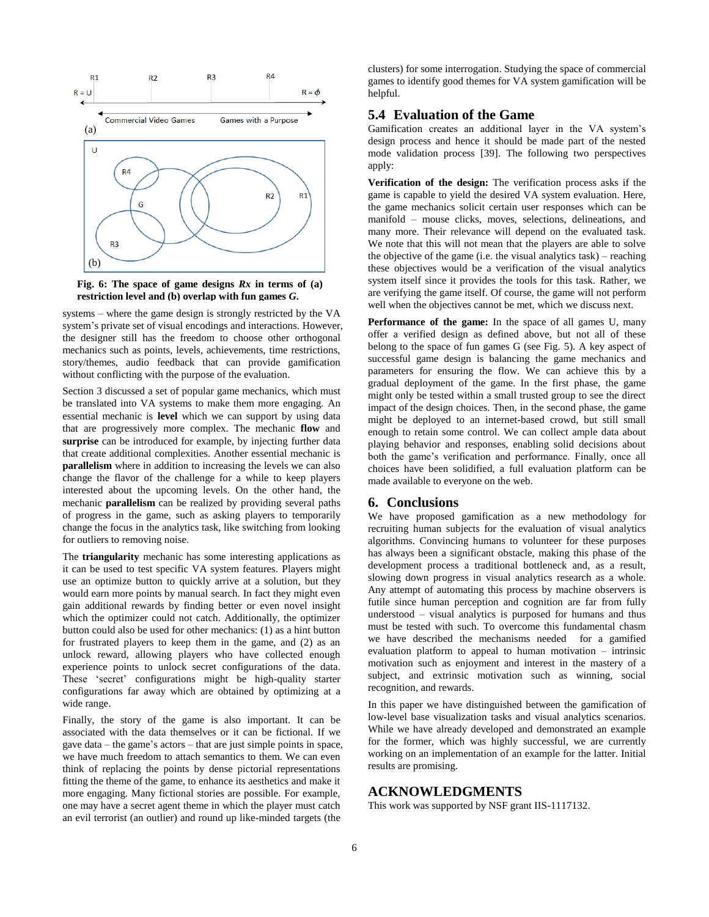R1 R2 R3 R4

R = U

R = $\phi$

Commercial Video Games

Games with a Purpose

(a)

U

R4

G

R2

R1

R3

(b)

**Fig. 6: The space of game designs *Rx* in terms of (a) restriction level and (b) overlap with fun games *G*.**

systems – where the game design is strongly restricted by the VA system's private set of visual encodings and interactions. However, the designer still has the freedom to choose other orthogonal mechanics such as points, levels, achievements, time restrictions, story/themes, audio feedback that can provide gamification without conflicting with the purpose of the evaluation.

Section 3 discussed a set of popular game mechanics, which must be translated into VA systems to make them more engaging. An essential mechanic is **level** which we can support by using data that are progressively more complex. The mechanic **flow** and **surprise** can be introduced for example, by injecting further data that create additional complexities. Another essential mechanic is **parallelism** where in addition to increasing the levels we can also change the flavor of the challenge for a while to keep players interested about the upcoming levels. On the other hand, the mechanic **parallelism** can be realized by providing several paths of progress in the game, such as asking players to temporarily change the focus in the analytics task, like switching from looking for outliers to removing noise.

The **triangularity** mechanic has some interesting applications as it can be used to test specific VA system features. Players might use an optimize button to quickly arrive at a solution, but they would earn more points by manual search. In fact they might even gain additional rewards by finding better or even novel insight which the optimizer could not catch. Additionally, the optimizer button could also be used for other mechanics: (1) as a hint button for frustrated players to keep them in the game, and (2) as an unlock reward, allowing players who have collected enough experience points to unlock secret configurations of the data. These 'secret' configurations might be high-quality starter configurations far away which are obtained by optimizing at a wide range.

Finally, the story of the game is also important. It can be associated with the data themselves or it can be fictional. If we gave data – the game's actors – that are just simple points in space, we have much freedom to attach semantics to them. We can even think of replacing the points by dense pictorial representations fitting the theme of the game, to enhance its aesthetics and make it more engaging. Many fictional stories are possible. For example, one may have a secret agent theme in which the player must catch an evil terrorist (an outlier) and round up like-minded targets (the clusters) for some interrogation. Studying the space of commercial games to identify good themes for VA system gamification will be helpful.

## 5.4 Evaluation of the Game

Gamification creates an additional layer in the VA system's design process and hence it should be made part of the nested mode validation process [39]. The following two perspectives apply:

**Verification of the design:** The verification process asks if the game is capable to yield the desired VA system evaluation. Here, the game mechanics solicit certain user responses which can be manifold – mouse clicks, moves, selections, delineations, and many more. Their relevance will depend on the evaluated task. We note that this will not mean that the players are able to solve the objective of the game (i.e. the visual analytics task) – reaching these objectives would be a verification of the visual analytics system itself since it provides the tools for this task. Rather, we are verifying the game itself. Of course, the game will not perform well when the objectives cannot be met, which we discuss next.

**Performance of the game:** In the space of all games U, many offer a verified design as defined above, but not all of these belong to the space of fun games G (see Fig. 5). A key aspect of successful game design is balancing the game mechanics and parameters for ensuring the flow. We can achieve this by a gradual deployment of the game. In the first phase, the game might only be tested within a small trusted group to see the direct impact of the design choices. Then, in the second phase, the game might be deployed to an internet-based crowd, but still small enough to retain some control. We can collect ample data about playing behavior and responses, enabling solid decisions about both the game's verification and performance. Finally, once all choices have been solidified, a full evaluation platform can be made available to everyone on the web.

# 6. Conclusions

We have proposed gamification as a new methodology for recruiting human subjects for the evaluation of visual analytics algorithms. Convincing humans to volunteer for these purposes has always been a significant obstacle, making this phase of the development process a traditional bottleneck and, as a result, slowing down progress in visual analytics research as a whole. Any attempt of automating this process by machine observers is futile since human perception and cognition are far from fully understood – visual analytics is purposed for humans and thus must be tested with such. To overcome this fundamental chasm we have described the mechanisms needed for a gamified evaluation platform to appeal to human motivation – intrinsic motivation such as enjoyment and interest in the mastery of a subject, and extrinsic motivation such as winning, social recognition, and rewards.

In this paper we have distinguished between the gamification of low-level base visualization tasks and visual analytics scenarios. While we have already developed and demonstrated an example for the former, which was highly successful, we are currently working on an implementation of an example for the latter. Initial results are promising.

# ACKNOWLEDGMENTS

This work was supported by NSF grant IIS-1117132.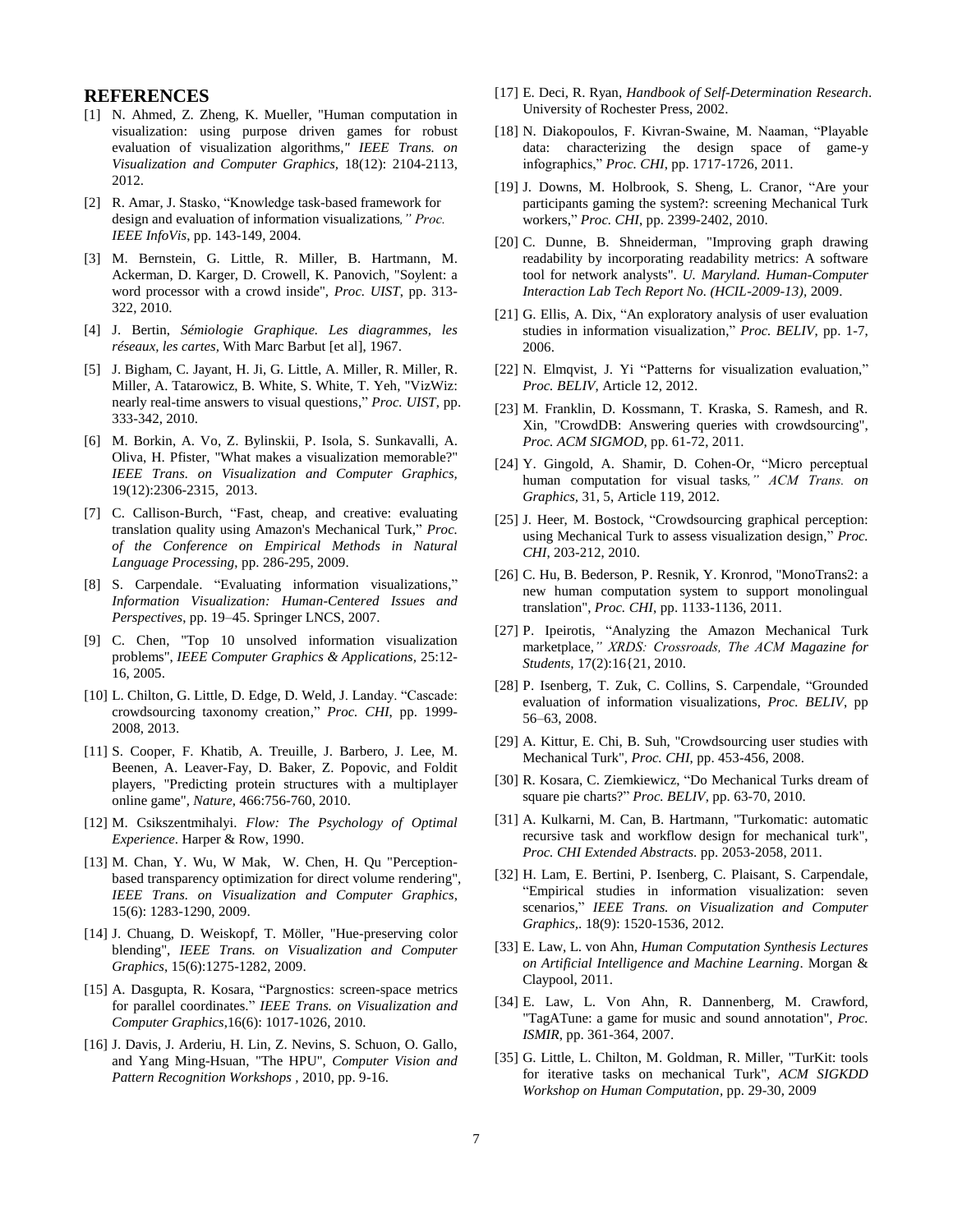## REFERENCES

[1] N. Ahmed, Z. Zheng, K. Mueller, "Human computation in visualization: using purpose driven games for robust evaluation of visualization algorithms," *IEEE Trans. on Visualization and Computer Graphics,* 18(12): 2104-2113, 2012.

[2] R. Amar, J. Stasko, "Knowledge task-based framework for design and evaluation of information visualizations*," Proc. IEEE InfoVis*, pp. 143-149, 2004.

[3] M. Bernstein, G. Little, R. Miller, B. Hartmann, M. Ackerman, D. Karger, D. Crowell, K. Panovich, "Soylent: a word processor with a crowd inside", *Proc. UIST*, pp. 313-322, 2010.

[4] J. Bertin, *Sémiologie Graphique. Les diagrammes, les réseaux, les cartes,* With Marc Barbut [et al], 1967.

[5] J. Bigham, C. Jayant, H. Ji, G. Little, A. Miller, R. Miller, R. Miller, A. Tatarowicz, B. White, S. White, T. Yeh, "VizWiz: nearly real-time answers to visual questions," *Proc. UIST*, pp. 333-342, 2010.

[6] M. Borkin, A. Vo, Z. Bylinskii, P. Isola, S. Sunkavalli, A. Oliva, H. Pfister, "What makes a visualization memorable?" *IEEE Trans. on Visualization and Computer Graphics,* 19(12):2306-2315, 2013.

[7] C. Callison-Burch, "Fast, cheap, and creative: evaluating translation quality using Amazon's Mechanical Turk," *Proc. of the Conference on Empirical Methods in Natural Language Processing*, pp. 286-295, 2009.

[8] S. Carpendale. "Evaluating information visualizations," *Information Visualization: Human-Centered Issues and Perspectives*, pp. 19–45. Springer LNCS, 2007.

[9] C. Chen, "Top 10 unsolved information visualization problems", *IEEE Computer Graphics & Applications,* 25:12-16, 2005.

[10] L. Chilton, G. Little, D. Edge, D. Weld, J. Landay. "Cascade: crowdsourcing taxonomy creation," *Proc. CHI,* pp. 1999-2008, 2013.

[11] S. Cooper, F. Khatib, A. Treuille, J. Barbero, J. Lee, M. Beenen, A. Leaver-Fay, D. Baker, Z. Popovic, and Foldit players, "Predicting protein structures with a multiplayer online game", *Nature,* 466:756-760, 2010.

[12] M. Csikszentmihalyi. *Flow: The Psychology of Optimal Experience*. Harper & Row, 1990.

[13] M. Chan, Y. Wu, W Mak, W. Chen, H. Qu "Perception-based transparency optimization for direct volume rendering", *IEEE Trans. on Visualization and Computer Graphics,* 15(6): 1283-1290, 2009.

[14] J. Chuang, D. Weiskopf, T. Möller, "Hue-preserving color blending", *IEEE Trans. on Visualization and Computer Graphics*, 15(6):1275-1282, 2009.

[15] A. Dasgupta, R. Kosara, "Pargnostics: screen-space metrics for parallel coordinates." *IEEE Trans. on Visualization and Computer Graphics,*16(6): 1017-1026, 2010.

[16] J. Davis, J. Arderiu, H. Lin, Z. Nevins, S. Schuon, O. Gallo, and Yang Ming-Hsuan, "The HPU", *Computer Vision and Pattern Recognition Workshops* , 2010, pp. 9-16.

[17] E. Deci, R. Ryan, *Handbook of Self-Determination Research*. University of Rochester Press, 2002.

[18] N. Diakopoulos, F. Kivran-Swaine, M. Naaman, "Playable data: characterizing the design space of game-y infographics," *Proc. CHI*, pp. 1717-1726, 2011.

[19] J. Downs, M. Holbrook, S. Sheng, L. Cranor, "Are your participants gaming the system?: screening Mechanical Turk workers," *Proc. CHI*, pp. 2399-2402, 2010.

[20] C. Dunne, B. Shneiderman, "Improving graph drawing readability by incorporating readability metrics: A software tool for network analysts". *U. Maryland. Human-Computer Interaction Lab Tech Report No. (HCIL-2009-13),* 2009.

[21] G. Ellis, A. Dix, "An exploratory analysis of user evaluation studies in information visualization," *Proc. BELIV*, pp. 1-7, 2006.

[22] N. Elmqvist, J. Yi "Patterns for visualization evaluation," *Proc. BELIV*, Article 12, 2012.

[23] M. Franklin, D. Kossmann, T. Kraska, S. Ramesh, and R. Xin, "CrowdDB: Answering queries with crowdsourcing", *Proc. ACM SIGMOD*, pp. 61-72, 2011.

[24] Y. Gingold, A. Shamir, D. Cohen-Or, "Micro perceptual human computation for visual tasks*," ACM Trans. on Graphics,* 31, 5, Article 119, 2012.

[25] J. Heer, M. Bostock, "Crowdsourcing graphical perception: using Mechanical Turk to assess visualization design," *Proc. CHI*, 203-212, 2010.

[26] C. Hu, B. Bederson, P. Resnik, Y. Kronrod, "MonoTrans2: a new human computation system to support monolingual translation", *Proc. CHI*, pp. 1133-1136, 2011.

[27] P. Ipeirotis, "Analyzing the Amazon Mechanical Turk marketplace*," XRDS: Crossroads, The ACM Magazine for Students,* 17(2):16{21, 2010.

[28] P. Isenberg, T. Zuk, C. Collins, S. Carpendale, "Grounded evaluation of information visualizations, *Proc. BELIV*, pp 56–63, 2008.

[29] A. Kittur, E. Chi, B. Suh, "Crowdsourcing user studies with Mechanical Turk", *Proc. CHI,* pp. 453-456, 2008.

[30] R. Kosara, C. Ziemkiewicz, "Do Mechanical Turks dream of square pie charts?" *Proc. BELIV*, pp. 63-70, 2010.

[31] A. Kulkarni, M. Can, B. Hartmann, "Turkomatic: automatic recursive task and workflow design for mechanical turk", *Proc. CHI Extended Abstracts.* pp. 2053-2058, 2011.

[32] H. Lam, E. Bertini, P. Isenberg, C. Plaisant, S. Carpendale, "Empirical studies in information visualization: seven scenarios," *IEEE Trans. on Visualization and Computer Graphics,.* 18(9): 1520-1536, 2012.

[33] E. Law, L. von Ahn, *Human Computation Synthesis Lectures on Artificial Intelligence and Machine Learning*. Morgan & Claypool, 2011.

[34] E. Law, L. Von Ahn, R. Dannenberg, M. Crawford, "TagATune: a game for music and sound annotation", *Proc. ISMIR*, pp. 361-364, 2007.

[35] G. Little, L. Chilton, M. Goldman, R. Miller, "TurKit: tools for iterative tasks on mechanical Turk", *ACM SIGKDD Workshop on Human Computation*, pp. 29-30, 2009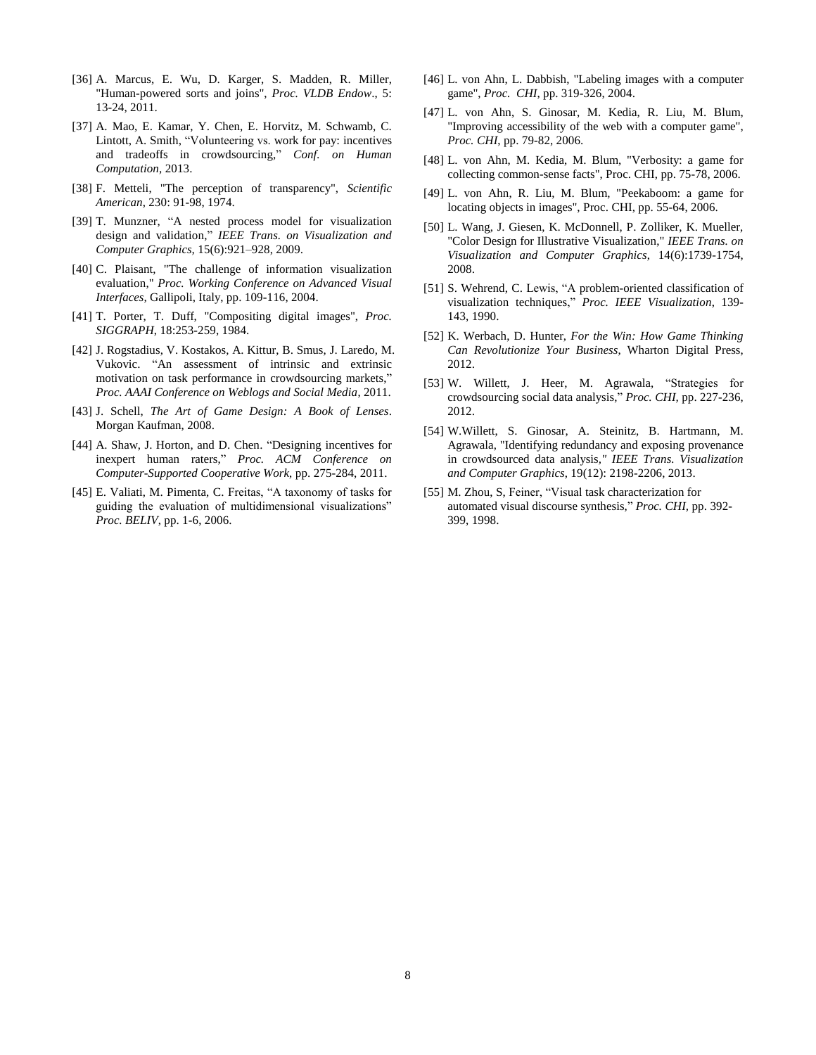[36] A. Marcus, E. Wu, D. Karger, S. Madden, R. Miller, "Human-powered sorts and joins", *Proc. VLDB Endow*., 5: 13-24, 2011.

[37] A. Mao, E. Kamar, Y. Chen, E. Horvitz, M. Schwamb, C. Lintott, A. Smith, "Volunteering vs. work for pay: incentives and tradeoffs in crowdsourcing," *Conf. on Human Computation*, 2013.

[38] F. Metteli, "The perception of transparency", *Scientific American*, 230: 91-98, 1974.

[39] T. Munzner, "A nested process model for visualization design and validation," *IEEE Trans. on Visualization and Computer Graphics,* 15(6):921–928, 2009.

[40] C. Plaisant, "The challenge of information visualization evaluation," *Proc. Working Conference on Advanced Visual Interfaces,* Gallipoli, Italy, pp. 109-116, 2004.

[41] T. Porter, T. Duff, "Compositing digital images", *Proc. SIGGRAPH*, 18:253-259, 1984.

[42] J. Rogstadius, V. Kostakos, A. Kittur, B. Smus, J. Laredo, M. Vukovic. "An assessment of intrinsic and extrinsic motivation on task performance in crowdsourcing markets," *Proc. AAAI Conference on Weblogs and Social Media*, 2011.

[43] J. Schell, *The Art of Game Design: A Book of Lenses*. Morgan Kaufman, 2008.

[44] A. Shaw, J. Horton, and D. Chen. "Designing incentives for inexpert human raters," *Proc. ACM Conference on Computer-Supported Cooperative Work*, pp. 275-284, 2011.

[45] E. Valiati, M. Pimenta, C. Freitas, "A taxonomy of tasks for guiding the evaluation of multidimensional visualizations" *Proc. BELIV*, pp. 1-6, 2006.

[46] L. von Ahn, L. Dabbish, "Labeling images with a computer game", *Proc. CHI*, pp. 319-326, 2004.

[47] L. von Ahn, S. Ginosar, M. Kedia, R. Liu, M. Blum, "Improving accessibility of the web with a computer game", *Proc. CHI*, pp. 79-82, 2006.

[48] L. von Ahn, M. Kedia, M. Blum, "Verbosity: a game for collecting common-sense facts", Proc. CHI, pp. 75-78, 2006.

[49] L. von Ahn, R. Liu, M. Blum, "Peekaboom: a game for locating objects in images", Proc. CHI, pp. 55-64, 2006.

[50] L. Wang, J. Giesen, K. McDonnell, P. Zolliker, K. Mueller, "Color Design for Illustrative Visualization," *IEEE Trans. on Visualization and Computer Graphics*, 14(6):1739-1754, 2008.

[51] S. Wehrend, C. Lewis, "A problem-oriented classification of visualization techniques," *Proc. IEEE Visualization*, 139-143, 1990.

[52] K. Werbach, D. Hunter, *For the Win: How Game Thinking Can Revolutionize Your Business*, Wharton Digital Press, 2012.

[53] W. Willett, J. Heer, M. Agrawala, "Strategies for crowdsourcing social data analysis," *Proc. CHI,* pp. 227-236, 2012.

[54] W.Willett, S. Ginosar, A. Steinitz, B. Hartmann, M. Agrawala, "Identifying redundancy and exposing provenance in crowdsourced data analysis,*" IEEE Trans. Visualization and Computer Graphics*, 19(12): 2198-2206, 2013.

[55] M. Zhou, S, Feiner, "Visual task characterization for automated visual discourse synthesis," *Proc. CHI,* pp. 392-399, 1998.